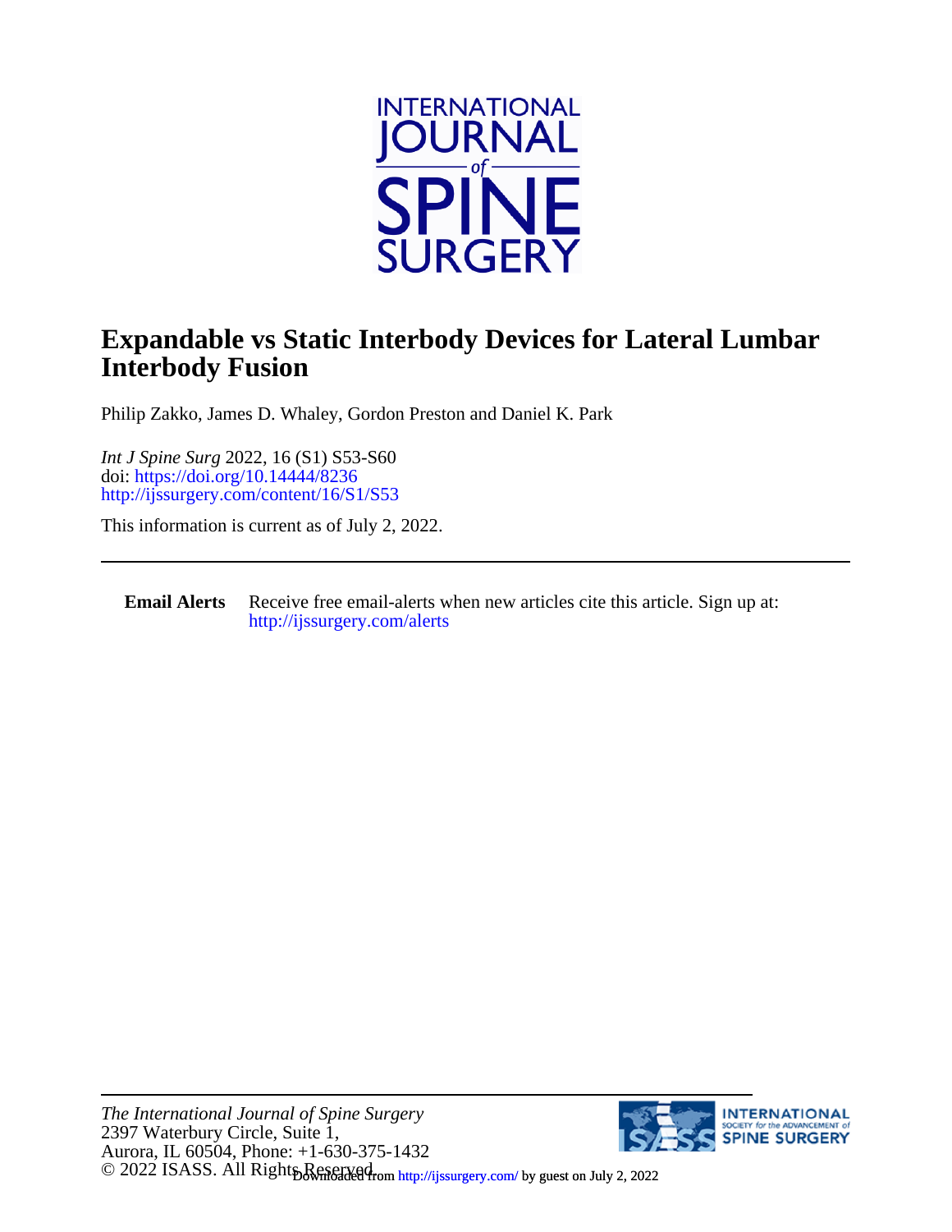# Expandable vs Static Interbody Devices for Lateral Lumbar Interbody Fusion

Philip Zakko, James D. Whaley, Gordon Preston and Daniel K. Park

*Int J Spine Surg* 2022, 16 (S1) S53-S60
doi: https://doi.org/10.14444/8236
http://ijssurgery.com/content/16/S1/S53

This information is current as of July 2, 2022.

---

**Email Alerts** Receive free email-alerts when new articles cite this article. Sign up at: http://ijssurgery.com/alerts

---

*The International Journal of Spine Surgery*
2397 Waterbury Circle, Suite 1,
Aurora, IL 60504, Phone: +1-630-375-1432
© 2022 ISASS. All Rights Reserved.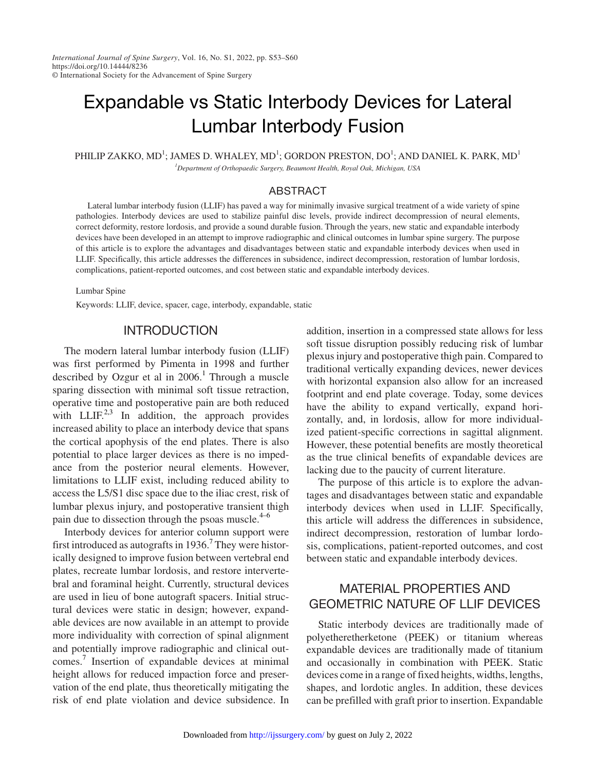# Expandable vs Static Interbody Devices for Lateral Lumbar Interbody Fusion

PHILIP ZAKKO, MD[1]; JAMES D. WHALEY, MD[1]; GORDON PRESTON, DO[1]; AND DANIEL K. PARK, MD[1]

[1]*Department of Orthopaedic Surgery, Beaumont Health, Royal Oak, Michigan, USA*

## ABSTRACT

Lateral lumbar interbody fusion (LLIF) has paved a way for minimally invasive surgical treatment of a wide variety of spine pathologies. Interbody devices are used to stabilize painful disc levels, provide indirect decompression of neural elements, correct deformity, restore lordosis, and provide a sound durable fusion. Through the years, new static and expandable interbody devices have been developed in an attempt to improve radiographic and clinical outcomes in lumbar spine surgery. The purpose of this article is to explore the advantages and disadvantages between static and expandable interbody devices when used in LLIF. Specifically, this article addresses the differences in subsidence, indirect decompression, restoration of lumbar lordosis, complications, patient-reported outcomes, and cost between static and expandable interbody devices.

Lumbar Spine

Keywords: LLIF, device, spacer, cage, interbody, expandable, static

## INTRODUCTION

The modern lateral lumbar interbody fusion (LLIF) was first performed by Pimenta in 1998 and further described by Ozgur et al in 2006.[1] Through a muscle sparing dissection with minimal soft tissue retraction, operative time and postoperative pain are both reduced with LLIF.[2,3] In addition, the approach provides increased ability to place an interbody device that spans the cortical apophysis of the end plates. There is also potential to place larger devices as there is no impedance from the posterior neural elements. However, limitations to LLIF exist, including reduced ability to access the L5/S1 disc space due to the iliac crest, risk of lumbar plexus injury, and postoperative transient thigh pain due to dissection through the psoas muscle.[4–6]

Interbody devices for anterior column support were first introduced as autografts in 1936.[7] They were historically designed to improve fusion between vertebral end plates, recreate lumbar lordosis, and restore intervertebral and foraminal height. Currently, structural devices are used in lieu of bone autograft spacers. Initial structural devices were static in design; however, expandable devices are now available in an attempt to provide more individuality with correction of spinal alignment and potentially improve radiographic and clinical outcomes.[7] Insertion of expandable devices at minimal height allows for reduced impaction force and preservation of the end plate, thus theoretically mitigating the risk of end plate violation and device subsidence. In addition, insertion in a compressed state allows for less soft tissue disruption possibly reducing risk of lumbar plexus injury and postoperative thigh pain. Compared to traditional vertically expanding devices, newer devices with horizontal expansion also allow for an increased footprint and end plate coverage. Today, some devices have the ability to expand vertically, expand horizontally, and, in lordosis, allow for more individualized patient-specific corrections in sagittal alignment. However, these potential benefits are mostly theoretical as the true clinical benefits of expandable devices are lacking due to the paucity of current literature.

The purpose of this article is to explore the advantages and disadvantages between static and expandable interbody devices when used in LLIF. Specifically, this article will address the differences in subsidence, indirect decompression, restoration of lumbar lordosis, complications, patient-reported outcomes, and cost between static and expandable interbody devices.

## MATERIAL PROPERTIES AND GEOMETRIC NATURE OF LLIF DEVICES

Static interbody devices are traditionally made of polyetheretherketone (PEEK) or titanium whereas expandable devices are traditionally made of titanium and occasionally in combination with PEEK. Static devices come in a range of fixed heights, widths, lengths, shapes, and lordotic angles. In addition, these devices can be prefilled with graft prior to insertion. Expandable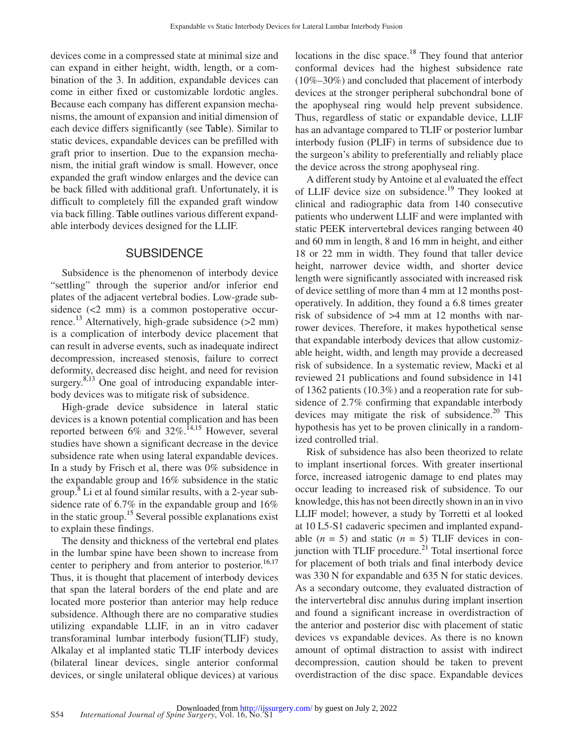devices come in a compressed state at minimal size and can expand in either height, width, length, or a combination of the 3. In addition, expandable devices can come in either fixed or customizable lordotic angles. Because each company has different expansion mechanisms, the amount of expansion and initial dimension of each device differs significantly (see Table). Similar to static devices, expandable devices can be prefilled with graft prior to insertion. Due to the expansion mechanism, the initial graft window is small. However, once expanded the graft window enlarges and the device can be back filled with additional graft. Unfortunately, it is difficult to completely fill the expanded graft window via back filling. Table outlines various different expandable interbody devices designed for the LLIF.

## SUBSIDENCE

Subsidence is the phenomenon of interbody device "settling" through the superior and/or inferior end plates of the adjacent vertebral bodies. Low-grade subsidence (<2 mm) is a common postoperative occurrence.[13] Alternatively, high-grade subsidence (>2 mm) is a complication of interbody device placement that can result in adverse events, such as inadequate indirect decompression, increased stenosis, failure to correct deformity, decreased disc height, and need for revision surgery.[8,13] One goal of introducing expandable interbody devices was to mitigate risk of subsidence.

High-grade device subsidence in lateral static devices is a known potential complication and has been reported between 6% and 32%.[14,15] However, several studies have shown a significant decrease in the device subsidence rate when using lateral expandable devices. In a study by Frisch et al, there was 0% subsidence in the expandable group and 16% subsidence in the static group.[8] Li et al found similar results, with a 2-year subsidence rate of 6.7% in the expandable group and 16% in the static group.[15] Several possible explanations exist to explain these findings.

The density and thickness of the vertebral end plates in the lumbar spine have been shown to increase from center to periphery and from anterior to posterior.[16,17] Thus, it is thought that placement of interbody devices that span the lateral borders of the end plate and are located more posterior than anterior may help reduce subsidence. Although there are no comparative studies utilizing expandable LLIF, in an in vitro cadaver transforaminal lumbar interbody fusion(TLIF) study, Alkalay et al implanted static TLIF interbody devices (bilateral linear devices, single anterior conformal devices, or single unilateral oblique devices) at various locations in the disc space.[18] They found that anterior conformal devices had the highest subsidence rate (10%–30%) and concluded that placement of interbody devices at the stronger peripheral subchondral bone of the apophyseal ring would help prevent subsidence. Thus, regardless of static or expandable device, LLIF has an advantage compared to TLIF or posterior lumbar interbody fusion (PLIF) in terms of subsidence due to the surgeon's ability to preferentially and reliably place the device across the strong apophyseal ring.

A different study by Antoine et al evaluated the effect of LLIF device size on subsidence.[19] They looked at clinical and radiographic data from 140 consecutive patients who underwent LLIF and were implanted with static PEEK intervertebral devices ranging between 40 and 60 mm in length, 8 and 16 mm in height, and either 18 or 22 mm in width. They found that taller device height, narrower device width, and shorter device length were significantly associated with increased risk of device settling of more than 4 mm at 12 months postoperatively. In addition, they found a 6.8 times greater risk of subsidence of >4 mm at 12 months with narrower devices. Therefore, it makes hypothetical sense that expandable interbody devices that allow customizable height, width, and length may provide a decreased risk of subsidence. In a systematic review, Macki et al reviewed 21 publications and found subsidence in 141 of 1362 patients (10.3%) and a reoperation rate for subsidence of 2.7% confirming that expandable interbody devices may mitigate the risk of subsidence.[20] This hypothesis has yet to be proven clinically in a randomized controlled trial.

Risk of subsidence has also been theorized to relate to implant insertional forces. With greater insertional force, increased iatrogenic damage to end plates may occur leading to increased risk of subsidence. To our knowledge, this has not been directly shown in an in vivo LLIF model; however, a study by Torretti et al looked at 10 L5-S1 cadaveric specimen and implanted expandable ($n$ = 5) and static ($n$ = 5) TLIF devices in conjunction with TLIF procedure.[21] Total insertional force for placement of both trials and final interbody device was 330 N for expandable and 635 N for static devices. As a secondary outcome, they evaluated distraction of the intervertebral disc annulus during implant insertion and found a significant increase in overdistraction of the anterior and posterior disc with placement of static devices vs expandable devices. As there is no known amount of optimal distraction to assist with indirect decompression, caution should be taken to prevent overdistraction of the disc space. Expandable devices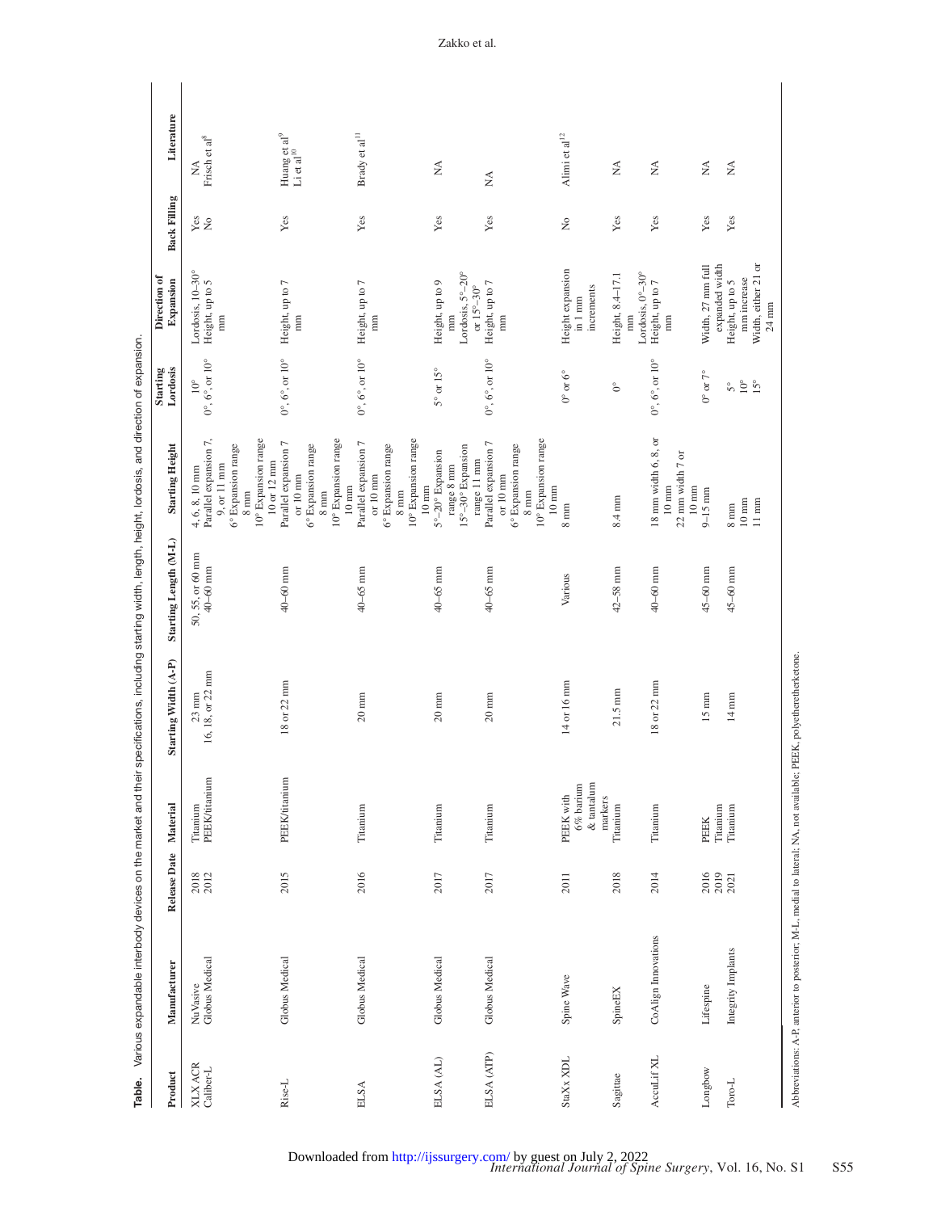**Table.** Various expandable interbody devices on the market and their specifications, including starting width, length, height, lordosis, and direction of expansion.

| Product | Manufacturer | Release Date | Material | Starting Width (A-P) | Starting Length (M-L) | Starting Height | Starting Lordosis | Direction of Expansion | Back Filling | Literature |
|---|---|---|---|---|---|---|---|---|---|---|
| XLX ACR | NuVasive | 2018 | Titanium | 23 mm | 50, 55, or 60 mm | 4, 6, 8, 10 mm | 10° | Lordosis, 10–30° | Yes | NA |
| Caliber-L | Globus Medical | 2012 | PEEK/titanium | 16, 18, or 22 mm | 40–60 mm | Parallel expansion 7, 9, or 11 mm<br>6° Expansion range 8 mm<br>10° Expansion range 10 or 12 mm | 0°, 6°, or 10° | Height, up to 5 mm | No | Frisch et al[8] |
| Rise-L | Globus Medical | 2015 | PEEK/titanium | 18 or 22 mm | 40–60 mm | Parallel expansion 7 or 10 mm<br>6° Expansion range 8 mm<br>10° Expansion range 10 mm | 0°, 6°, or 10° | Height, up to 7 mm | Yes | Huang et al[9]<br>Li et al[10] |
| ELSA | Globus Medical | 2016 | Titanium | 20 mm | 40–65 mm | Parallel expansion 7 or 10 mm<br>6° Expansion range 8 mm<br>10° Expansion range 10 mm | 0°, 6°, or 10° | Height, up to 7 mm | Yes | Brady et al[11] |
| ELSA (AL) | Globus Medical | 2017 | Titanium | 20 mm | 40–65 mm | 5°–20° Expansion range 8 mm<br>15°–30° Expansion range 11 mm | 5° or 15° | Height, up to 9 mm<br>Lordosis, 5°–20° or 15°–30° | Yes | NA |
| ELSA (ATP) | Globus Medical | 2017 | Titanium | 20 mm | 40–65 mm | Parallel expansion 7 or 10 mm<br>6° Expansion range 8 mm<br>10° Expansion range 10 mm | 0°, 6°, or 10° | Height, up to 7 mm | Yes | NA |
| StaXx XDL | Spine Wave | 2011 | PEEK with 6% barium & tantalum markers | 14 or 16 mm | Various | 8 mm | 0° or 6° | Height expansion in 1 mm increments | No | Alimi et al[12] |
| Sagittae | SpineEX | 2018 | Titanium | 21.5 mm | 42–58 mm | 8.4 mm | 0° | Height, 8.4–17.1 mm<br>Lordosis, 0°–30° | Yes | NA |
| AccuLif XL | CoAlign Innovations | 2014 | Titanium | 18 or 22 mm | 40–60 mm | 18 mm width 6, 8, or 10 mm<br>22 mm width 7 or 10 mm | 0°, 6°, or 10° | Height, up to 7 mm | Yes | NA |
| Longbow | Lifespine | 2016<br>2019 | PEEK<br>Titanium | 15 mm | 45–60 mm | 9–15 mm | 0° or 7° | Width, 27 mm full expanded width | Yes | NA |
| Toro-L | Integrity Implants | 2021 | Titanium | 14 mm | 45–60 mm | 8 mm<br>10 mm<br>11 mm | 5°<br>10°<br>15° | Height, up to 5 mm increase<br>Width, either 21 or 24 mm | Yes | NA |

Abbreviations: A-P, anterior to posterior; M-L, medial to lateral; NA, not available; PEEK, polyetheretherketone.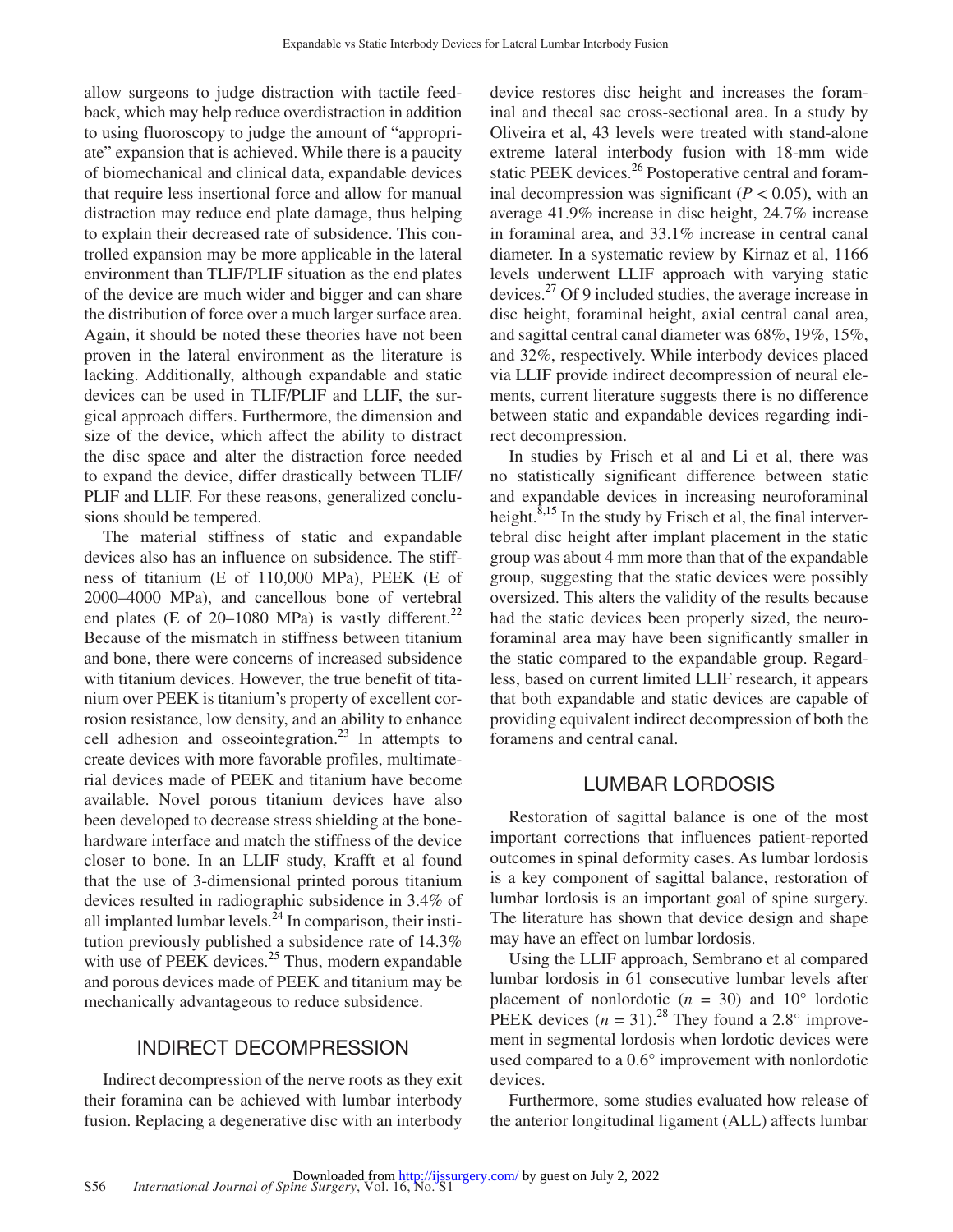allow surgeons to judge distraction with tactile feedback, which may help reduce overdistraction in addition to using fluoroscopy to judge the amount of "appropriate" expansion that is achieved. While there is a paucity of biomechanical and clinical data, expandable devices that require less insertional force and allow for manual distraction may reduce end plate damage, thus helping to explain their decreased rate of subsidence. This controlled expansion may be more applicable in the lateral environment than TLIF/PLIF situation as the end plates of the device are much wider and bigger and can share the distribution of force over a much larger surface area. Again, it should be noted these theories have not been proven in the lateral environment as the literature is lacking. Additionally, although expandable and static devices can be used in TLIF/PLIF and LLIF, the surgical approach differs. Furthermore, the dimension and size of the device, which affect the ability to distract the disc space and alter the distraction force needed to expand the device, differ drastically between TLIF/PLIF and LLIF. For these reasons, generalized conclusions should be tempered.

The material stiffness of static and expandable devices also has an influence on subsidence. The stiffness of titanium (E of 110,000 MPa), PEEK (E of 2000–4000 MPa), and cancellous bone of vertebral end plates (E of 20–1080 MPa) is vastly different.[22] Because of the mismatch in stiffness between titanium and bone, there were concerns of increased subsidence with titanium devices. However, the true benefit of titanium over PEEK is titanium's property of excellent corrosion resistance, low density, and an ability to enhance cell adhesion and osseointegration.[23] In attempts to create devices with more favorable profiles, multimaterial devices made of PEEK and titanium have become available. Novel porous titanium devices have also been developed to decrease stress shielding at the bone-hardware interface and match the stiffness of the device closer to bone. In an LLIF study, Krafft et al found that the use of 3-dimensional printed porous titanium devices resulted in radiographic subsidence in 3.4% of all implanted lumbar levels.[24] In comparison, their institution previously published a subsidence rate of 14.3% with use of PEEK devices.[25] Thus, modern expandable and porous devices made of PEEK and titanium may be mechanically advantageous to reduce subsidence.

## INDIRECT DECOMPRESSION

Indirect decompression of the nerve roots as they exit their foramina can be achieved with lumbar interbody fusion. Replacing a degenerative disc with an interbody device restores disc height and increases the foraminal and thecal sac cross-sectional area. In a study by Oliveira et al, 43 levels were treated with stand-alone extreme lateral interbody fusion with 18-mm wide static PEEK devices.[26] Postoperative central and foraminal decompression was significant ($P < 0.05$), with an average 41.9% increase in disc height, 24.7% increase in foraminal area, and 33.1% increase in central canal diameter. In a systematic review by Kirnaz et al, 1166 levels underwent LLIF approach with varying static devices.[27] Of 9 included studies, the average increase in disc height, foraminal height, axial central canal area, and sagittal central canal diameter was 68%, 19%, 15%, and 32%, respectively. While interbody devices placed via LLIF provide indirect decompression of neural elements, current literature suggests there is no difference between static and expandable devices regarding indirect decompression.

In studies by Frisch et al and Li et al, there was no statistically significant difference between static and expandable devices in increasing neuroforaminal height.[8,15] In the study by Frisch et al, the final intervertebral disc height after implant placement in the static group was about 4 mm more than that of the expandable group, suggesting that the static devices were possibly oversized. This alters the validity of the results because had the static devices been properly sized, the neuroforaminal area may have been significantly smaller in the static compared to the expandable group. Regardless, based on current limited LLIF research, it appears that both expandable and static devices are capable of providing equivalent indirect decompression of both the foramens and central canal.

## LUMBAR LORDOSIS

Restoration of sagittal balance is one of the most important corrections that influences patient-reported outcomes in spinal deformity cases. As lumbar lordosis is a key component of sagittal balance, restoration of lumbar lordosis is an important goal of spine surgery. The literature has shown that device design and shape may have an effect on lumbar lordosis.

Using the LLIF approach, Sembrano et al compared lumbar lordosis in 61 consecutive lumbar levels after placement of nonlordotic ($n$ = 30) and 10° lordotic PEEK devices ($n$ = 31).[28] They found a 2.8° improvement in segmental lordosis when lordotic devices were used compared to a 0.6° improvement with nonlordotic devices.

Furthermore, some studies evaluated how release of the anterior longitudinal ligament (ALL) affects lumbar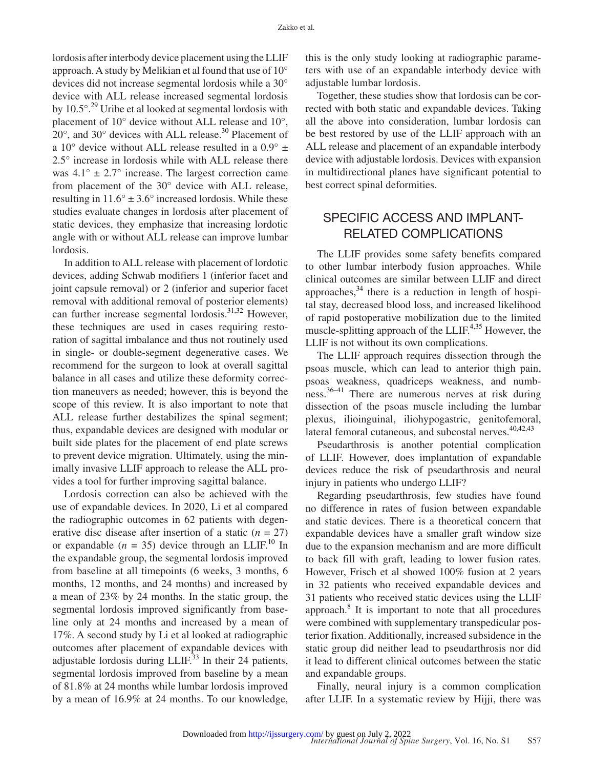lordosis after interbody device placement using the LLIF approach. A study by Melikian et al found that use of 10° devices did not increase segmental lordosis while a 30° device with ALL release increased segmental lordosis by 10.5°.[29] Uribe et al looked at segmental lordosis with placement of 10° device without ALL release and 10°, 20°, and 30° devices with ALL release.[30] Placement of a 10° device without ALL release resulted in a 0.9° ± 2.5° increase in lordosis while with ALL release there was 4.1° ± 2.7° increase. The largest correction came from placement of the 30° device with ALL release, resulting in 11.6° ± 3.6° increased lordosis. While these studies evaluate changes in lordosis after placement of static devices, they emphasize that increasing lordotic angle with or without ALL release can improve lumbar lordosis.

In addition to ALL release with placement of lordotic devices, adding Schwab modifiers 1 (inferior facet and joint capsule removal) or 2 (inferior and superior facet removal with additional removal of posterior elements) can further increase segmental lordosis.[31,32] However, these techniques are used in cases requiring restoration of sagittal imbalance and thus not routinely used in single- or double-segment degenerative cases. We recommend for the surgeon to look at overall sagittal balance in all cases and utilize these deformity correction maneuvers as needed; however, this is beyond the scope of this review. It is also important to note that ALL release further destabilizes the spinal segment; thus, expandable devices are designed with modular or built side plates for the placement of end plate screws to prevent device migration. Ultimately, using the minimally invasive LLIF approach to release the ALL provides a tool for further improving sagittal balance.

Lordosis correction can also be achieved with the use of expandable devices. In 2020, Li et al compared the radiographic outcomes in 62 patients with degenerative disc disease after insertion of a static ($n$ = 27) or expandable ($n$ = 35) device through an LLIF.[10] In the expandable group, the segmental lordosis improved from baseline at all timepoints (6 weeks, 3 months, 6 months, 12 months, and 24 months) and increased by a mean of 23% by 24 months. In the static group, the segmental lordosis improved significantly from baseline only at 24 months and increased by a mean of 17%. A second study by Li et al looked at radiographic outcomes after placement of expandable devices with adjustable lordosis during LLIF.[33] In their 24 patients, segmental lordosis improved from baseline by a mean of 81.8% at 24 months while lumbar lordosis improved by a mean of 16.9% at 24 months. To our knowledge, this is the only study looking at radiographic parameters with use of an expandable interbody device with adjustable lumbar lordosis.

Together, these studies show that lordosis can be corrected with both static and expandable devices. Taking all the above into consideration, lumbar lordosis can be best restored by use of the LLIF approach with an ALL release and placement of an expandable interbody device with adjustable lordosis. Devices with expansion in multidirectional planes have significant potential to best correct spinal deformities.

## SPECIFIC ACCESS AND IMPLANT-RELATED COMPLICATIONS

The LLIF provides some safety benefits compared to other lumbar interbody fusion approaches. While clinical outcomes are similar between LLIF and direct approaches,[34] there is a reduction in length of hospital stay, decreased blood loss, and increased likelihood of rapid postoperative mobilization due to the limited muscle-splitting approach of the LLIF.[4,35] However, the LLIF is not without its own complications.

The LLIF approach requires dissection through the psoas muscle, which can lead to anterior thigh pain, psoas weakness, quadriceps weakness, and numbness.[36–41] There are numerous nerves at risk during dissection of the psoas muscle including the lumbar plexus, ilioinguinal, iliohypogastric, genitofemoral, lateral femoral cutaneous, and subcostal nerves.[40,42,43]

Pseudarthrosis is another potential complication of LLIF. However, does implantation of expandable devices reduce the risk of pseudarthrosis and neural injury in patients who undergo LLIF?

Regarding pseudarthrosis, few studies have found no difference in rates of fusion between expandable and static devices. There is a theoretical concern that expandable devices have a smaller graft window size due to the expansion mechanism and are more difficult to back fill with graft, leading to lower fusion rates. However, Frisch et al showed 100% fusion at 2 years in 32 patients who received expandable devices and 31 patients who received static devices using the LLIF approach.[8] It is important to note that all procedures were combined with supplementary transpedicular posterior fixation. Additionally, increased subsidence in the static group did neither lead to pseudarthrosis nor did it lead to different clinical outcomes between the static and expandable groups.

Finally, neural injury is a common complication after LLIF. In a systematic review by Hijji, there was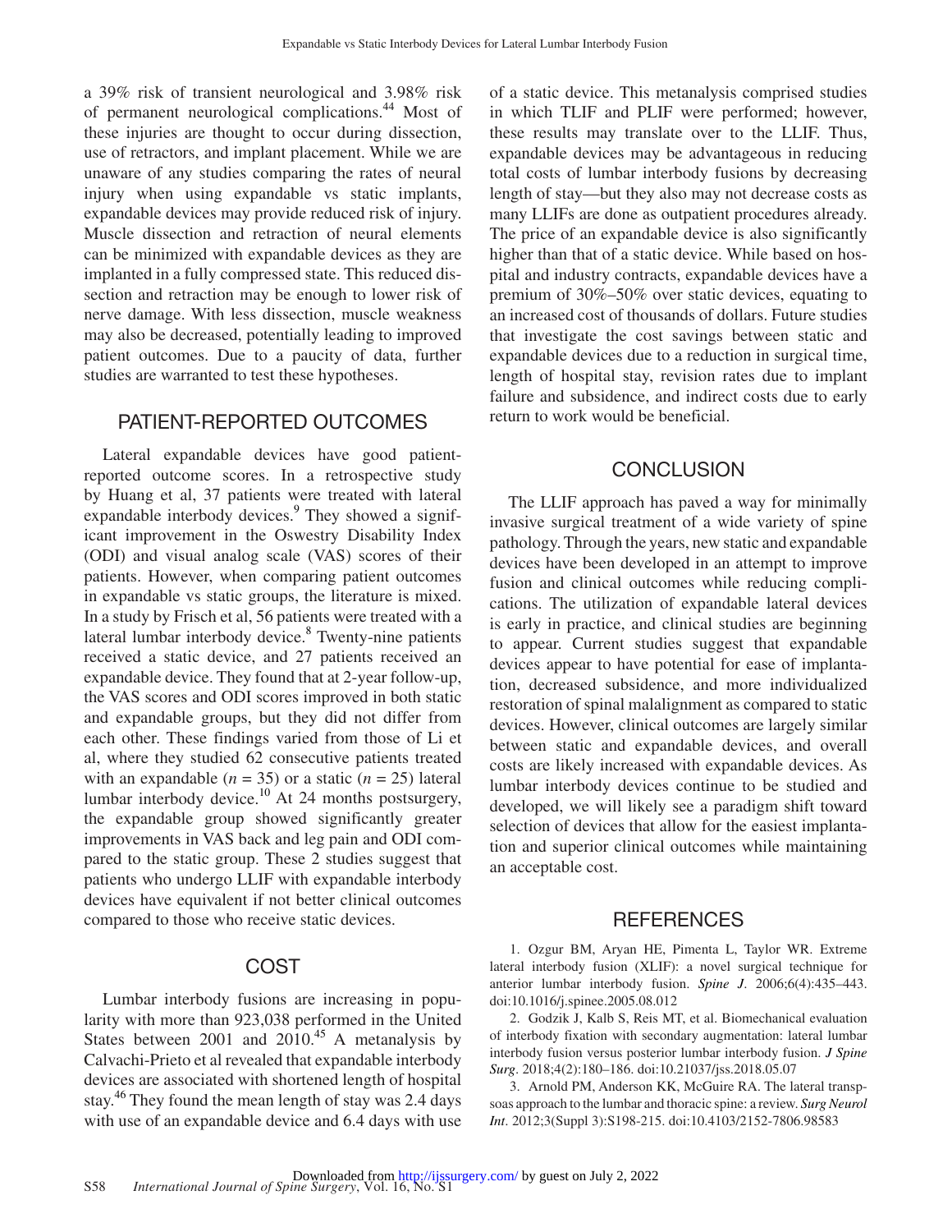a 39% risk of transient neurological and 3.98% risk of permanent neurological complications.[44] Most of these injuries are thought to occur during dissection, use of retractors, and implant placement. While we are unaware of any studies comparing the rates of neural injury when using expandable vs static implants, expandable devices may provide reduced risk of injury. Muscle dissection and retraction of neural elements can be minimized with expandable devices as they are implanted in a fully compressed state. This reduced dissection and retraction may be enough to lower risk of nerve damage. With less dissection, muscle weakness may also be decreased, potentially leading to improved patient outcomes. Due to a paucity of data, further studies are warranted to test these hypotheses.

## PATIENT-REPORTED OUTCOMES

Lateral expandable devices have good patient-reported outcome scores. In a retrospective study by Huang et al, 37 patients were treated with lateral expandable interbody devices.[9] They showed a significant improvement in the Oswestry Disability Index (ODI) and visual analog scale (VAS) scores of their patients. However, when comparing patient outcomes in expandable vs static groups, the literature is mixed. In a study by Frisch et al, 56 patients were treated with a lateral lumbar interbody device.[8] Twenty-nine patients received a static device, and 27 patients received an expandable device. They found that at 2-year follow-up, the VAS scores and ODI scores improved in both static and expandable groups, but they did not differ from each other. These findings varied from those of Li et al, where they studied 62 consecutive patients treated with an expandable ($n$ = 35) or a static ($n$ = 25) lateral lumbar interbody device.[10] At 24 months postsurgery, the expandable group showed significantly greater improvements in VAS back and leg pain and ODI compared to the static group. These 2 studies suggest that patients who undergo LLIF with expandable interbody devices have equivalent if not better clinical outcomes compared to those who receive static devices.

## COST

Lumbar interbody fusions are increasing in popularity with more than 923,038 performed in the United States between 2001 and 2010.[45] A metanalysis by Calvachi-Prieto et al revealed that expandable interbody devices are associated with shortened length of hospital stay.[46] They found the mean length of stay was 2.4 days with use of an expandable device and 6.4 days with use of a static device. This metanalysis comprised studies in which TLIF and PLIF were performed; however, these results may translate over to the LLIF. Thus, expandable devices may be advantageous in reducing total costs of lumbar interbody fusions by decreasing length of stay—but they also may not decrease costs as many LLIFs are done as outpatient procedures already. The price of an expandable device is also significantly higher than that of a static device. While based on hospital and industry contracts, expandable devices have a premium of 30%–50% over static devices, equating to an increased cost of thousands of dollars. Future studies that investigate the cost savings between static and expandable devices due to a reduction in surgical time, length of hospital stay, revision rates due to implant failure and subsidence, and indirect costs due to early return to work would be beneficial.

## CONCLUSION

The LLIF approach has paved a way for minimally invasive surgical treatment of a wide variety of spine pathology. Through the years, new static and expandable devices have been developed in an attempt to improve fusion and clinical outcomes while reducing complications. The utilization of expandable lateral devices is early in practice, and clinical studies are beginning to appear. Current studies suggest that expandable devices appear to have potential for ease of implantation, decreased subsidence, and more individualized restoration of spinal malalignment as compared to static devices. However, clinical outcomes are largely similar between static and expandable devices, and overall costs are likely increased with expandable devices. As lumbar interbody devices continue to be studied and developed, we will likely see a paradigm shift toward selection of devices that allow for the easiest implantation and superior clinical outcomes while maintaining an acceptable cost.

## REFERENCES

1. Ozgur BM, Aryan HE, Pimenta L, Taylor WR. Extreme lateral interbody fusion (XLIF): a novel surgical technique for anterior lumbar interbody fusion. *Spine J*. 2006;6(4):435–443. doi:10.1016/j.spinee.2005.08.012

2. Godzik J, Kalb S, Reis MT, et al. Biomechanical evaluation of interbody fixation with secondary augmentation: lateral lumbar interbody fusion versus posterior lumbar interbody fusion. *J Spine Surg*. 2018;4(2):180–186. doi:10.21037/jss.2018.05.07

3. Arnold PM, Anderson KK, McGuire RA. The lateral transpsoas approach to the lumbar and thoracic spine: a review. *Surg Neurol Int*. 2012;3(Suppl 3):S198-215. doi:10.4103/2152-7806.98583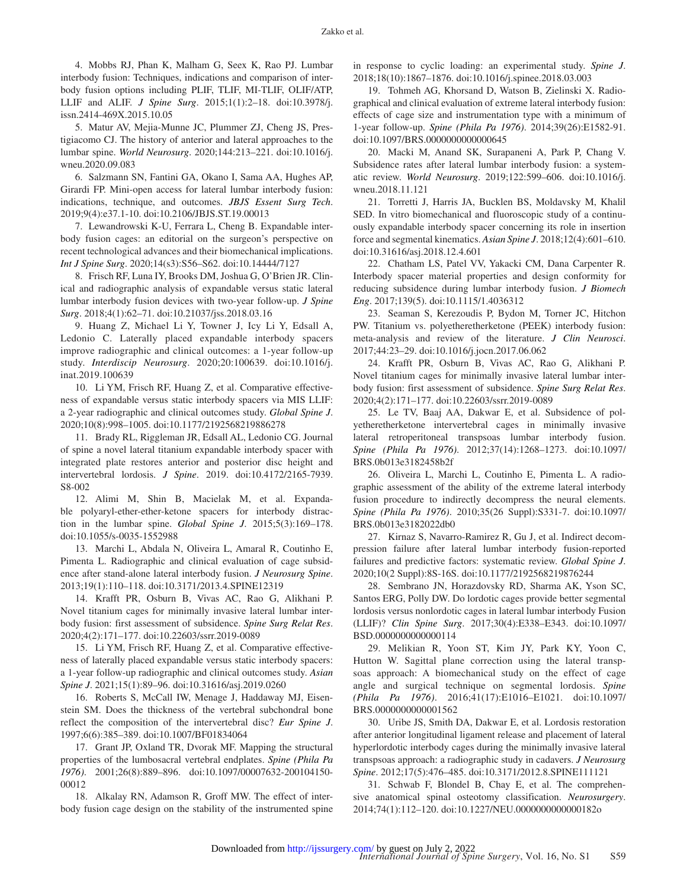4. Mobbs RJ, Phan K, Malham G, Seex K, Rao PJ. Lumbar interbody fusion: Techniques, indications and comparison of interbody fusion options including PLIF, TLIF, MI-TLIF, OLIF/ATP, LLIF and ALIF. *J Spine Surg*. 2015;1(1):2–18. doi:10.3978/j.issn.2414-469X.2015.10.05

5. Matur AV, Mejia-Munne JC, Plummer ZJ, Cheng JS, Prestigiacomo CJ. The history of anterior and lateral approaches to the lumbar spine. *World Neurosurg*. 2020;144:213–221. doi:10.1016/j.wneu.2020.09.083

6. Salzmann SN, Fantini GA, Okano I, Sama AA, Hughes AP, Girardi FP. Mini-open access for lateral lumbar interbody fusion: indications, technique, and outcomes. *JBJS Essent Surg Tech*. 2019;9(4):e37.1-10. doi:10.2106/JBJS.ST.19.00013

7. Lewandrowski K-U, Ferrara L, Cheng B. Expandable interbody fusion cages: an editorial on the surgeon's perspective on recent technological advances and their biomechanical implications. *Int J Spine Surg*. 2020;14(s3):S56–S62. doi:10.14444/7127

8. Frisch RF, Luna IY, Brooks DM, Joshua G, O'Brien JR. Clinical and radiographic analysis of expandable versus static lateral lumbar interbody fusion devices with two-year follow-up. *J Spine Surg*. 2018;4(1):62–71. doi:10.21037/jss.2018.03.16

9. Huang Z, Michael Li Y, Towner J, Icy Li Y, Edsall A, Ledonio C. Laterally placed expandable interbody spacers improve radiographic and clinical outcomes: a 1-year follow-up study. *Interdiscip Neurosurg*. 2020;20:100639. doi:10.1016/j.inat.2019.100639

10. Li YM, Frisch RF, Huang Z, et al. Comparative effectiveness of expandable versus static interbody spacers via MIS LLIF: a 2-year radiographic and clinical outcomes study. *Global Spine J*. 2020;10(8):998–1005. doi:10.1177/2192568219886278

11. Brady RL, Riggleman JR, Edsall AL, Ledonio CG. Journal of spine a novel lateral titanium expandable interbody spacer with integrated plate restores anterior and posterior disc height and intervertebral lordosis. *J Spine*. 2019. doi:10.4172/2165-7939.S8-002

12. Alimi M, Shin B, Macielak M, et al. Expandable polyaryl-ether-ether-ketone spacers for interbody distraction in the lumbar spine. *Global Spine J*. 2015;5(3):169–178. doi:10.1055/s-0035-1552988

13. Marchi L, Abdala N, Oliveira L, Amaral R, Coutinho E, Pimenta L. Radiographic and clinical evaluation of cage subsidence after stand-alone lateral interbody fusion. *J Neurosurg Spine*. 2013;19(1):110–118. doi:10.3171/2013.4.SPINE12319

14. Krafft PR, Osburn B, Vivas AC, Rao G, Alikhani P. Novel titanium cages for minimally invasive lateral lumbar interbody fusion: first assessment of subsidence. *Spine Surg Relat Res*. 2020;4(2):171–177. doi:10.22603/ssrr.2019-0089

15. Li YM, Frisch RF, Huang Z, et al. Comparative effectiveness of laterally placed expandable versus static interbody spacers: a 1-year follow-up radiographic and clinical outcomes study. *Asian Spine J*. 2021;15(1):89–96. doi:10.31616/asj.2019.0260

16. Roberts S, McCall IW, Menage J, Haddaway MJ, Eisenstein SM. Does the thickness of the vertebral subchondral bone reflect the composition of the intervertebral disc? *Eur Spine J*. 1997;6(6):385–389. doi:10.1007/BF01834064

17. Grant JP, Oxland TR, Dvorak MF. Mapping the structural properties of the lumbosacral vertebral endplates. *Spine (Phila Pa 1976)*. 2001;26(8):889–896. doi:10.1097/00007632-200104150-00012

18. Alkalay RN, Adamson R, Groff MW. The effect of interbody fusion cage design on the stability of the instrumented spine in response to cyclic loading: an experimental study. *Spine J*. 2018;18(10):1867–1876. doi:10.1016/j.spinee.2018.03.003

19. Tohmeh AG, Khorsand D, Watson B, Zielinski X. Radiographical and clinical evaluation of extreme lateral interbody fusion: effects of cage size and instrumentation type with a minimum of 1-year follow-up. *Spine (Phila Pa 1976)*. 2014;39(26):E1582-91. doi:10.1097/BRS.0000000000000645

20. Macki M, Anand SK, Surapaneni A, Park P, Chang V. Subsidence rates after lateral lumbar interbody fusion: a systematic review. *World Neurosurg*. 2019;122:599–606. doi:10.1016/j.wneu.2018.11.121

21. Torretti J, Harris JA, Bucklen BS, Moldavsky M, Khalil SED. In vitro biomechanical and fluoroscopic study of a continuously expandable interbody spacer concerning its role in insertion force and segmental kinematics. *Asian Spine J*. 2018;12(4):601–610. doi:10.31616/asj.2018.12.4.601

22. Chatham LS, Patel VV, Yakacki CM, Dana Carpenter R. Interbody spacer material properties and design conformity for reducing subsidence during lumbar interbody fusion. *J Biomech Eng*. 2017;139(5). doi:10.1115/1.4036312

23. Seaman S, Kerezoudis P, Bydon M, Torner JC, Hitchon PW. Titanium vs. polyetheretherketone (PEEK) interbody fusion: meta-analysis and review of the literature. *J Clin Neurosci*. 2017;44:23–29. doi:10.1016/j.jocn.2017.06.062

24. Krafft PR, Osburn B, Vivas AC, Rao G, Alikhani P. Novel titanium cages for minimally invasive lateral lumbar interbody fusion: first assessment of subsidence. *Spine Surg Relat Res*. 2020;4(2):171–177. doi:10.22603/ssrr.2019-0089

25. Le TV, Baaj AA, Dakwar E, et al. Subsidence of polyetheretherketone intervertebral cages in minimally invasive lateral retroperitoneal transpsoas lumbar interbody fusion. *Spine (Phila Pa 1976)*. 2012;37(14):1268–1273. doi:10.1097/BRS.0b013e3182458b2f

26. Oliveira L, Marchi L, Coutinho E, Pimenta L. A radiographic assessment of the ability of the extreme lateral interbody fusion procedure to indirectly decompress the neural elements. *Spine (Phila Pa 1976)*. 2010;35(26 Suppl):S331-7. doi:10.1097/BRS.0b013e3182022db0

27. Kirnaz S, Navarro-Ramirez R, Gu J, et al. Indirect decompression failure after lateral lumbar interbody fusion-reported failures and predictive factors: systematic review. *Global Spine J*. 2020;10(2 Suppl):8S-16S. doi:10.1177/2192568219876244

28. Sembrano JN, Horazdovsky RD, Sharma AK, Yson SC, Santos ERG, Polly DW. Do lordotic cages provide better segmental lordosis versus nonlordotic cages in lateral lumbar interbody Fusion (LLIF)? *Clin Spine Surg*. 2017;30(4):E338–E343. doi:10.1097/BSD.0000000000000114

29. Melikian R, Yoon ST, Kim JY, Park KY, Yoon C, Hutton W. Sagittal plane correction using the lateral transpsoas approach: A biomechanical study on the effect of cage angle and surgical technique on segmental lordosis. *Spine (Phila Pa 1976)*. 2016;41(17):E1016–E1021. doi:10.1097/BRS.0000000000001562

30. Uribe JS, Smith DA, Dakwar E, et al. Lordosis restoration after anterior longitudinal ligament release and placement of lateral hyperlordotic interbody cages during the minimally invasive lateral transpsoas approach: a radiographic study in cadavers. *J Neurosurg Spine*. 2012;17(5):476–485. doi:10.3171/2012.8.SPINE111121

31. Schwab F, Blondel B, Chay E, et al. The comprehensive anatomical spinal osteotomy classification. *Neurosurgery*. 2014;74(1):112–120. doi:10.1227/NEU.0000000000000182o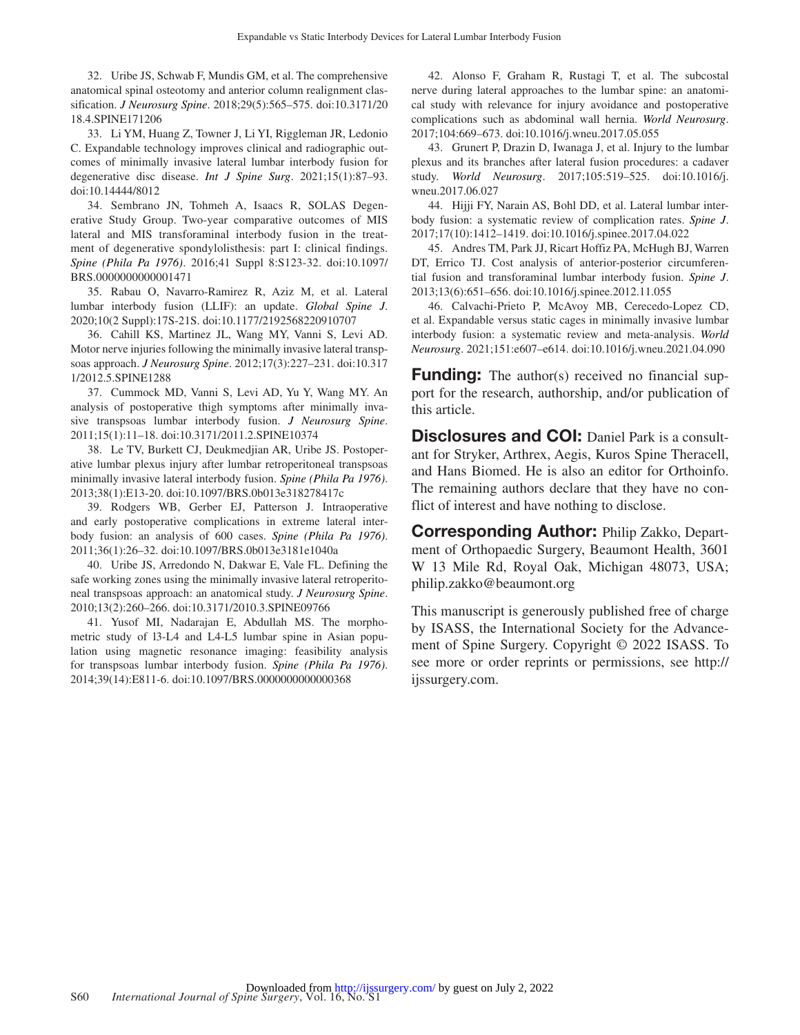32. Uribe JS, Schwab F, Mundis GM, et al. The comprehensive anatomical spinal osteotomy and anterior column realignment classification. *J Neurosurg Spine*. 2018;29(5):565–575. doi:10.3171/2018.4.SPINE171206

33. Li YM, Huang Z, Towner J, Li YI, Riggleman JR, Ledonio C. Expandable technology improves clinical and radiographic outcomes of minimally invasive lateral lumbar interbody fusion for degenerative disc disease. *Int J Spine Surg*. 2021;15(1):87–93. doi:10.14444/8012

34. Sembrano JN, Tohmeh A, Isaacs R, SOLAS Degenerative Study Group. Two-year comparative outcomes of MIS lateral and MIS transforaminal interbody fusion in the treatment of degenerative spondylolisthesis: part I: clinical findings. *Spine (Phila Pa 1976)*. 2016;41 Suppl 8:S123-32. doi:10.1097/BRS.0000000000001471

35. Rabau O, Navarro-Ramirez R, Aziz M, et al. Lateral lumbar interbody fusion (LLIF): an update. *Global Spine J*. 2020;10(2 Suppl):17S-21S. doi:10.1177/2192568220910707

36. Cahill KS, Martinez JL, Wang MY, Vanni S, Levi AD. Motor nerve injuries following the minimally invasive lateral transpsoas approach. *J Neurosurg Spine*. 2012;17(3):227–231. doi:10.3171/2012.5.SPINE1288

37. Cummock MD, Vanni S, Levi AD, Yu Y, Wang MY. An analysis of postoperative thigh symptoms after minimally invasive transpsoas lumbar interbody fusion. *J Neurosurg Spine*. 2011;15(1):11–18. doi:10.3171/2011.2.SPINE10374

38. Le TV, Burkett CJ, Deukmedjian AR, Uribe JS. Postoperative lumbar plexus injury after lumbar retroperitoneal transpsoas minimally invasive lateral interbody fusion. *Spine (Phila Pa 1976)*. 2013;38(1):E13-20. doi:10.1097/BRS.0b013e318278417c

39. Rodgers WB, Gerber EJ, Patterson J. Intraoperative and early postoperative complications in extreme lateral interbody fusion: an analysis of 600 cases. *Spine (Phila Pa 1976)*. 2011;36(1):26–32. doi:10.1097/BRS.0b013e3181e1040a

40. Uribe JS, Arredondo N, Dakwar E, Vale FL. Defining the safe working zones using the minimally invasive lateral retroperitoneal transpsoas approach: an anatomical study. *J Neurosurg Spine*. 2010;13(2):260–266. doi:10.3171/2010.3.SPINE09766

41. Yusof MI, Nadarajan E, Abdullah MS. The morphometric study of l3-L4 and L4-L5 lumbar spine in Asian population using magnetic resonance imaging: feasibility analysis for transpsoas lumbar interbody fusion. *Spine (Phila Pa 1976)*. 2014;39(14):E811-6. doi:10.1097/BRS.0000000000000368

42. Alonso F, Graham R, Rustagi T, et al. The subcostal nerve during lateral approaches to the lumbar spine: an anatomical study with relevance for injury avoidance and postoperative complications such as abdominal wall hernia. *World Neurosurg*. 2017;104:669–673. doi:10.1016/j.wneu.2017.05.055

43. Grunert P, Drazin D, Iwanaga J, et al. Injury to the lumbar plexus and its branches after lateral fusion procedures: a cadaver study. *World Neurosurg*. 2017;105:519–525. doi:10.1016/j.wneu.2017.06.027

44. Hijji FY, Narain AS, Bohl DD, et al. Lateral lumbar interbody fusion: a systematic review of complication rates. *Spine J*. 2017;17(10):1412–1419. doi:10.1016/j.spinee.2017.04.022

45. Andres TM, Park JJ, Ricart Hoffiz PA, McHugh BJ, Warren DT, Errico TJ. Cost analysis of anterior-posterior circumferential fusion and transforaminal lumbar interbody fusion. *Spine J*. 2013;13(6):651–656. doi:10.1016/j.spinee.2012.11.055

46. Calvachi-Prieto P, McAvoy MB, Cerecedo-Lopez CD, et al. Expandable versus static cages in minimally invasive lumbar interbody fusion: a systematic review and meta-analysis. *World Neurosurg*. 2021;151:e607–e614. doi:10.1016/j.wneu.2021.04.090

**Funding:** The author(s) received no financial support for the research, authorship, and/or publication of this article.

**Disclosures and COI:** Daniel Park is a consultant for Stryker, Arthrex, Aegis, Kuros Spine Theracell, and Hans Biomed. He is also an editor for Orthoinfo. The remaining authors declare that they have no conflict of interest and have nothing to disclose.

**Corresponding Author:** Philip Zakko, Department of Orthopaedic Surgery, Beaumont Health, 3601 W 13 Mile Rd, Royal Oak, Michigan 48073, USA; philip.zakko@beaumont.org

This manuscript is generously published free of charge by ISASS, the International Society for the Advancement of Spine Surgery. Copyright © 2022 ISASS. To see more or order reprints or permissions, see http://ijssurgery.com.